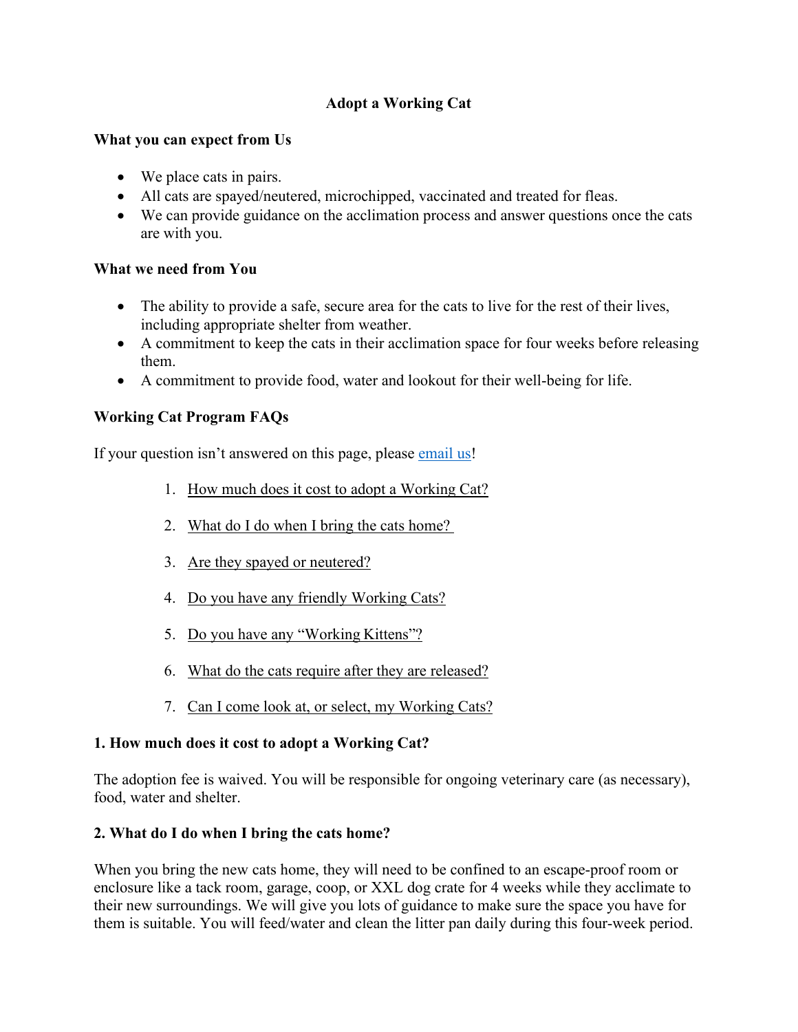# Adopt a Working Cat

## What you can expect from Us

- We place cats in pairs.
- All cats are spayed/neutered, microchipped, vaccinated and treated for fleas.
- We can provide guidance on the acclimation process and answer questions once the cats are with you.

## What we need from You

- The ability to provide a safe, secure area for the cats to live for the rest of their lives, including appropriate shelter from weather.
- A commitment to keep the cats in their acclimation space for four weeks before releasing them.
- A commitment to provide food, water and lookout for their well-being for life.

## Working Cat Program FAQs

If your question isn't answered on this page, please email us!

1. How much does it cost to adopt a Working Cat?
2. What do I do when I bring the cats home?
3. Are they spayed or neutered?
4. Do you have any friendly Working Cats?
5. Do you have any "Working Kittens"?
6. What do the cats require after they are released?
7. Can I come look at, or select, my Working Cats?

### 1. How much does it cost to adopt a Working Cat?

The adoption fee is waived. You will be responsible for ongoing veterinary care (as necessary), food, water and shelter.

### 2. What do I do when I bring the cats home?

When you bring the new cats home, they will need to be confined to an escape-proof room or enclosure like a tack room, garage, coop, or XXL dog crate for 4 weeks while they acclimate to their new surroundings. We will give you lots of guidance to make sure the space you have for them is suitable. You will feed/water and clean the litter pan daily during this four-week period.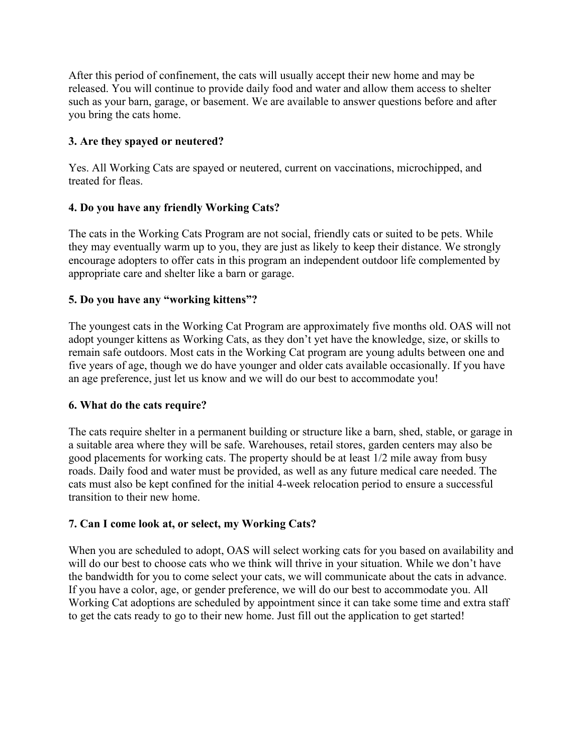After this period of confinement, the cats will usually accept their new home and may be released. You will continue to provide daily food and water and allow them access to shelter such as your barn, garage, or basement. We are available to answer questions before and after you bring the cats home.

### 3. Are they spayed or neutered?

Yes. All Working Cats are spayed or neutered, current on vaccinations, microchipped, and treated for fleas.

### 4. Do you have any friendly Working Cats?

The cats in the Working Cats Program are not social, friendly cats or suited to be pets. While they may eventually warm up to you, they are just as likely to keep their distance. We strongly encourage adopters to offer cats in this program an independent outdoor life complemented by appropriate care and shelter like a barn or garage.

### 5. Do you have any "working kittens"?

The youngest cats in the Working Cat Program are approximately five months old. OAS will not adopt younger kittens as Working Cats, as they don't yet have the knowledge, size, or skills to remain safe outdoors. Most cats in the Working Cat program are young adults between one and five years of age, though we do have younger and older cats available occasionally. If you have an age preference, just let us know and we will do our best to accommodate you!

### 6. What do the cats require?

The cats require shelter in a permanent building or structure like a barn, shed, stable, or garage in a suitable area where they will be safe. Warehouses, retail stores, garden centers may also be good placements for working cats. The property should be at least 1/2 mile away from busy roads. Daily food and water must be provided, as well as any future medical care needed. The cats must also be kept confined for the initial 4-week relocation period to ensure a successful transition to their new home.

### 7. Can I come look at, or select, my Working Cats?

When you are scheduled to adopt, OAS will select working cats for you based on availability and will do our best to choose cats who we think will thrive in your situation. While we don't have the bandwidth for you to come select your cats, we will communicate about the cats in advance. If you have a color, age, or gender preference, we will do our best to accommodate you. All Working Cat adoptions are scheduled by appointment since it can take some time and extra staff to get the cats ready to go to their new home. Just fill out the application to get started!